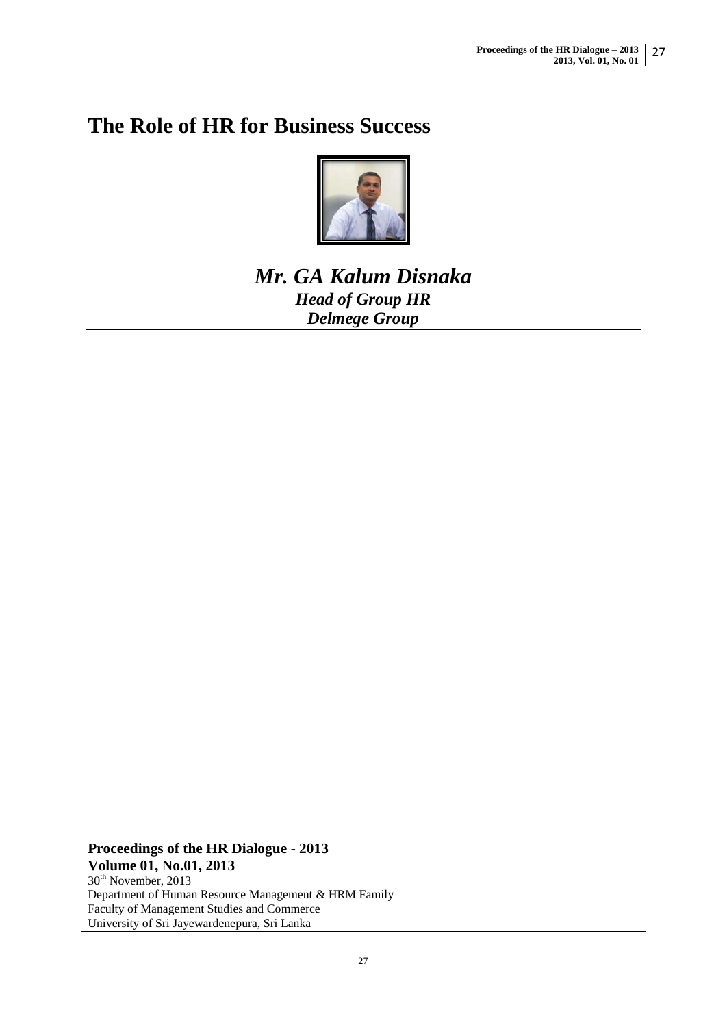# The Role of HR for Business Success

***Mr. GA Kalum Disnaka***
***Head of Group HR***
***Delmege Group***

**Proceedings of the HR Dialogue - 2013**
**Volume 01, No.01, 2013**
30th November, 2013
Department of Human Resource Management & HRM Family
Faculty of Management Studies and Commerce
University of Sri Jayewardenepura, Sri Lanka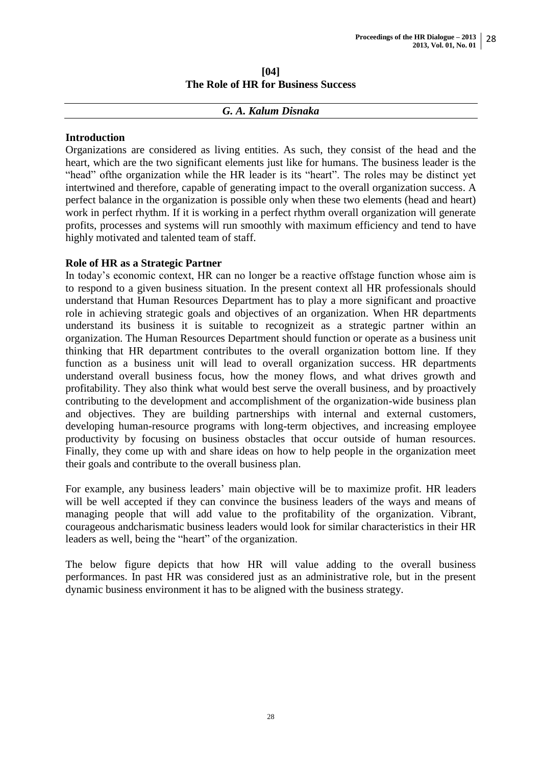**[04]**
**The Role of HR for Business Success**

***G. A. Kalum Disnaka***

## Introduction

Organizations are considered as living entities. As such, they consist of the head and the heart, which are the two significant elements just like for humans. The business leader is the "head" ofthe organization while the HR leader is its "heart". The roles may be distinct yet intertwined and therefore, capable of generating impact to the overall organization success. A perfect balance in the organization is possible only when these two elements (head and heart) work in perfect rhythm. If it is working in a perfect rhythm overall organization will generate profits, processes and systems will run smoothly with maximum efficiency and tend to have highly motivated and talented team of staff.

## Role of HR as a Strategic Partner

In today's economic context, HR can no longer be a reactive offstage function whose aim is to respond to a given business situation. In the present context all HR professionals should understand that Human Resources Department has to play a more significant and proactive role in achieving strategic goals and objectives of an organization. When HR departments understand its business it is suitable to recognizeit as a strategic partner within an organization. The Human Resources Department should function or operate as a business unit thinking that HR department contributes to the overall organization bottom line. If they function as a business unit will lead to overall organization success. HR departments understand overall business focus, how the money flows, and what drives growth and profitability. They also think what would best serve the overall business, and by proactively contributing to the development and accomplishment of the organization-wide business plan and objectives. They are building partnerships with internal and external customers, developing human-resource programs with long-term objectives, and increasing employee productivity by focusing on business obstacles that occur outside of human resources. Finally, they come up with and share ideas on how to help people in the organization meet their goals and contribute to the overall business plan.

For example, any business leaders' main objective will be to maximize profit. HR leaders will be well accepted if they can convince the business leaders of the ways and means of managing people that will add value to the profitability of the organization. Vibrant, courageous andcharismatic business leaders would look for similar characteristics in their HR leaders as well, being the "heart" of the organization.

The below figure depicts that how HR will value adding to the overall business performances. In past HR was considered just as an administrative role, but in the present dynamic business environment it has to be aligned with the business strategy.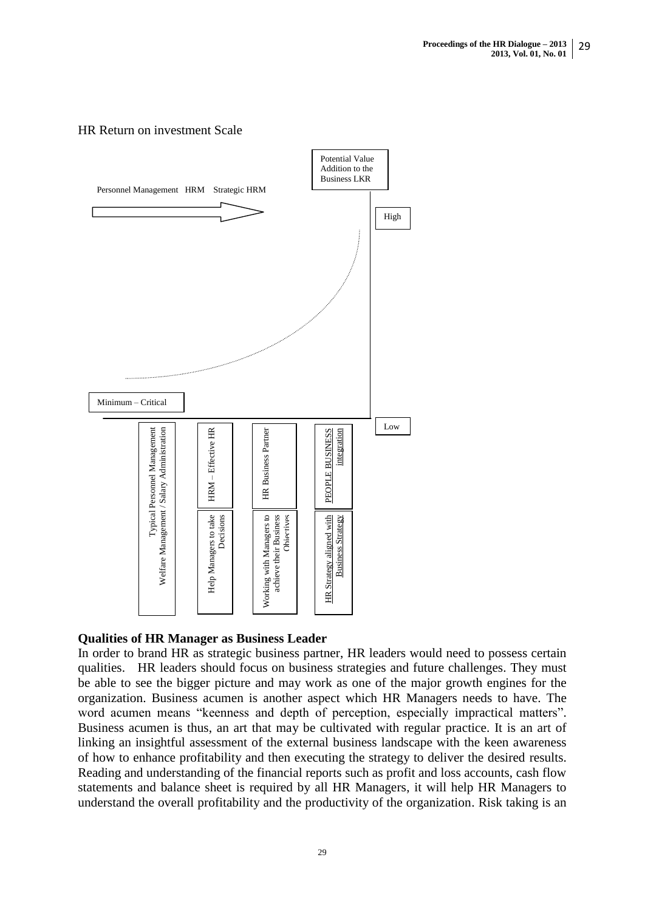HR Return on investment Scale

Potential Value Addition to the Business LKR

Personnel Management HRM Strategic HRM

High

Minimum – Critical

Low

Typical Personnel Management Welfare Management / Salary Administration

HRM – Effective HR

Help Managers to take Decisions

HR Business Partner

Working with Managers to achieve their Business Objectives

PEOPLE BUSINESS integration

HR Strategy aligned with Business Strategy

**Qualities of HR Manager as Business Leader**

In order to brand HR as strategic business partner, HR leaders would need to possess certain qualities. HR leaders should focus on business strategies and future challenges. They must be able to see the bigger picture and may work as one of the major growth engines for the organization. Business acumen is another aspect which HR Managers needs to have. The word acumen means "keenness and depth of perception, especially impractical matters". Business acumen is thus, an art that may be cultivated with regular practice. It is an art of linking an insightful assessment of the external business landscape with the keen awareness of how to enhance profitability and then executing the strategy to deliver the desired results. Reading and understanding of the financial reports such as profit and loss accounts, cash flow statements and balance sheet is required by all HR Managers, it will help HR Managers to understand the overall profitability and the productivity of the organization. Risk taking is an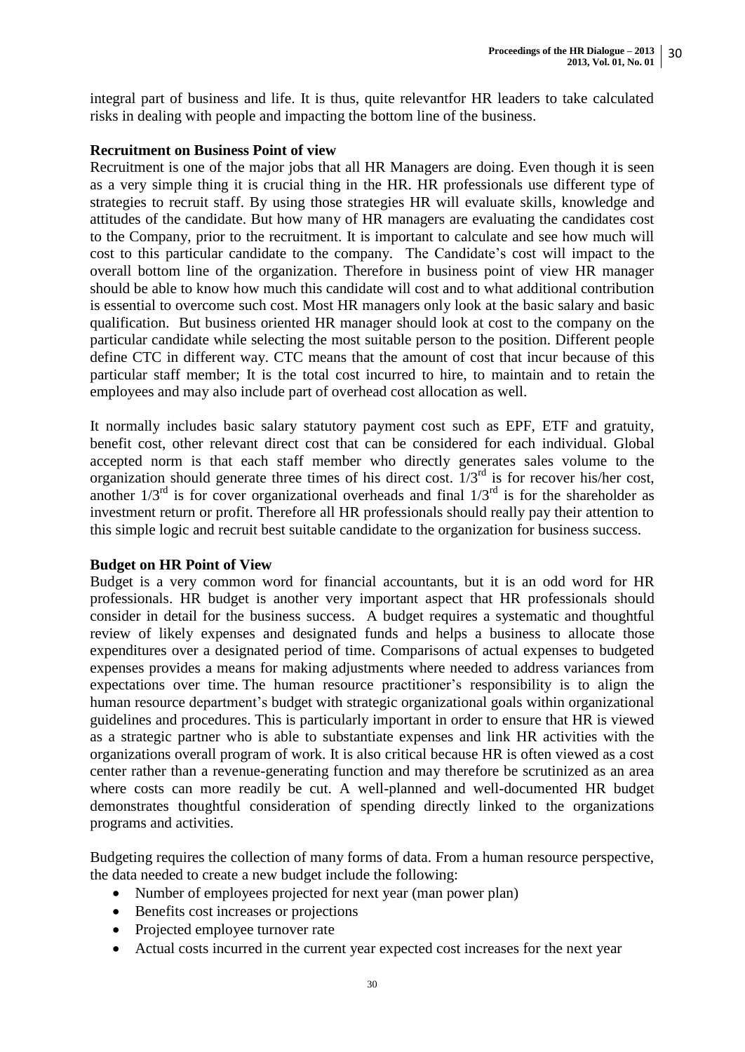integral part of business and life. It is thus, quite relevantfor HR leaders to take calculated risks in dealing with people and impacting the bottom line of the business.

**Recruitment on Business Point of view**

Recruitment is one of the major jobs that all HR Managers are doing. Even though it is seen as a very simple thing it is crucial thing in the HR. HR professionals use different type of strategies to recruit staff. By using those strategies HR will evaluate skills, knowledge and attitudes of the candidate. But how many of HR managers are evaluating the candidates cost to the Company, prior to the recruitment. It is important to calculate and see how much will cost to this particular candidate to the company. The Candidate's cost will impact to the overall bottom line of the organization. Therefore in business point of view HR manager should be able to know how much this candidate will cost and to what additional contribution is essential to overcome such cost. Most HR managers only look at the basic salary and basic qualification. But business oriented HR manager should look at cost to the company on the particular candidate while selecting the most suitable person to the position. Different people define CTC in different way. CTC means that the amount of cost that incur because of this particular staff member; It is the total cost incurred to hire, to maintain and to retain the employees and may also include part of overhead cost allocation as well.

It normally includes basic salary statutory payment cost such as EPF, ETF and gratuity, benefit cost, other relevant direct cost that can be considered for each individual. Global accepted norm is that each staff member who directly generates sales volume to the organization should generate three times of his direct cost. 1/3rd is for recover his/her cost, another 1/3rd is for cover organizational overheads and final 1/3rd is for the shareholder as investment return or profit. Therefore all HR professionals should really pay their attention to this simple logic and recruit best suitable candidate to the organization for business success.

**Budget on HR Point of View**

Budget is a very common word for financial accountants, but it is an odd word for HR professionals. HR budget is another very important aspect that HR professionals should consider in detail for the business success. A budget requires a systematic and thoughtful review of likely expenses and designated funds and helps a business to allocate those expenditures over a designated period of time. Comparisons of actual expenses to budgeted expenses provides a means for making adjustments where needed to address variances from expectations over time. The human resource practitioner's responsibility is to align the human resource department's budget with strategic organizational goals within organizational guidelines and procedures. This is particularly important in order to ensure that HR is viewed as a strategic partner who is able to substantiate expenses and link HR activities with the organizations overall program of work. It is also critical because HR is often viewed as a cost center rather than a revenue-generating function and may therefore be scrutinized as an area where costs can more readily be cut. A well-planned and well-documented HR budget demonstrates thoughtful consideration of spending directly linked to the organizations programs and activities.

Budgeting requires the collection of many forms of data. From a human resource perspective, the data needed to create a new budget include the following:

- Number of employees projected for next year (man power plan)
- Benefits cost increases or projections
- Projected employee turnover rate
- Actual costs incurred in the current year expected cost increases for the next year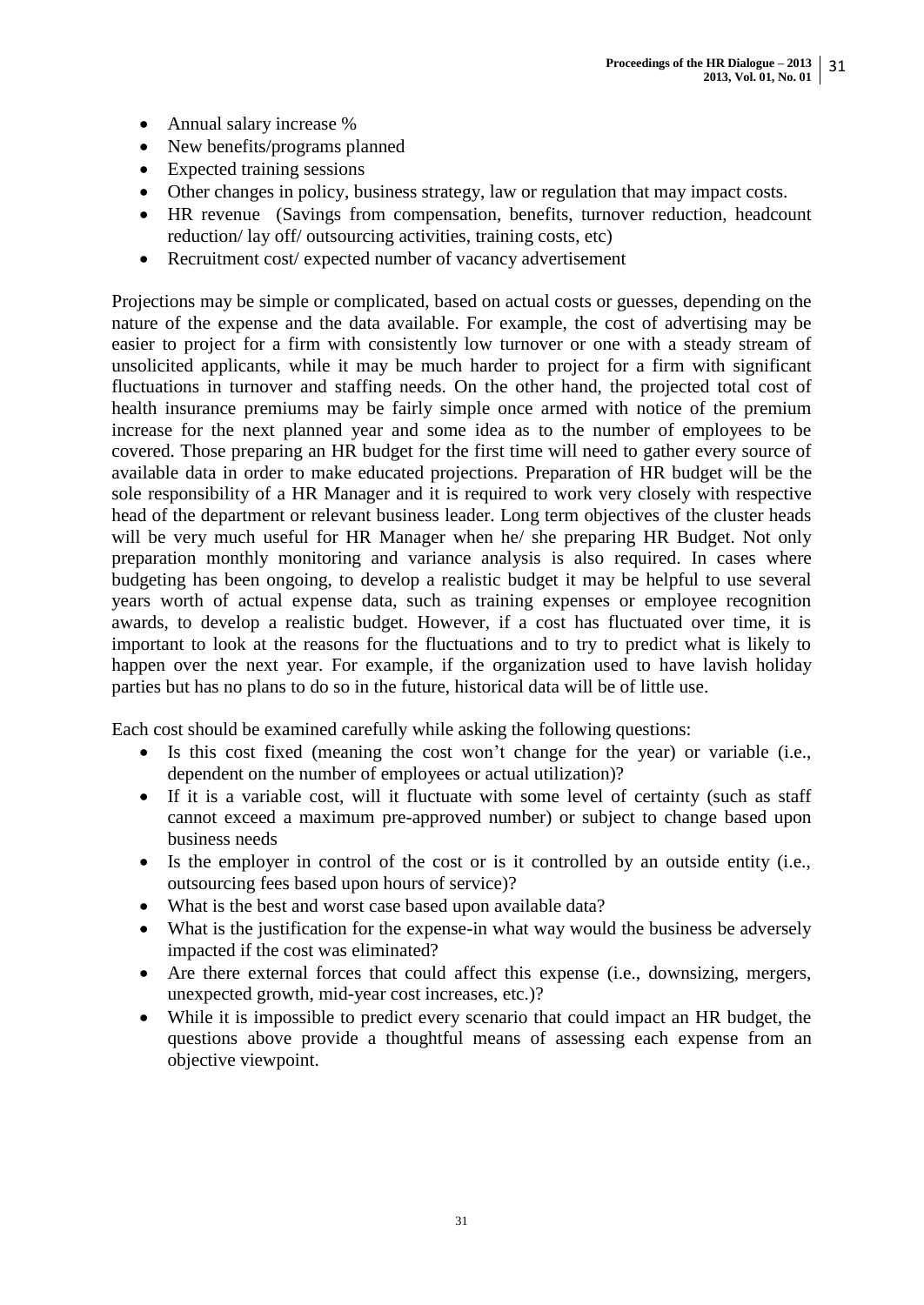- Annual salary increase %
- New benefits/programs planned
- Expected training sessions
- Other changes in policy, business strategy, law or regulation that may impact costs.
- HR revenue (Savings from compensation, benefits, turnover reduction, headcount reduction/ lay off/ outsourcing activities, training costs, etc)
- Recruitment cost/ expected number of vacancy advertisement

Projections may be simple or complicated, based on actual costs or guesses, depending on the nature of the expense and the data available. For example, the cost of advertising may be easier to project for a firm with consistently low turnover or one with a steady stream of unsolicited applicants, while it may be much harder to project for a firm with significant fluctuations in turnover and staffing needs. On the other hand, the projected total cost of health insurance premiums may be fairly simple once armed with notice of the premium increase for the next planned year and some idea as to the number of employees to be covered. Those preparing an HR budget for the first time will need to gather every source of available data in order to make educated projections. Preparation of HR budget will be the sole responsibility of a HR Manager and it is required to work very closely with respective head of the department or relevant business leader. Long term objectives of the cluster heads will be very much useful for HR Manager when he/ she preparing HR Budget. Not only preparation monthly monitoring and variance analysis is also required. In cases where budgeting has been ongoing, to develop a realistic budget it may be helpful to use several years worth of actual expense data, such as training expenses or employee recognition awards, to develop a realistic budget. However, if a cost has fluctuated over time, it is important to look at the reasons for the fluctuations and to try to predict what is likely to happen over the next year. For example, if the organization used to have lavish holiday parties but has no plans to do so in the future, historical data will be of little use.

Each cost should be examined carefully while asking the following questions:

- Is this cost fixed (meaning the cost won't change for the year) or variable (i.e., dependent on the number of employees or actual utilization)?
- If it is a variable cost, will it fluctuate with some level of certainty (such as staff cannot exceed a maximum pre-approved number) or subject to change based upon business needs
- Is the employer in control of the cost or is it controlled by an outside entity (i.e., outsourcing fees based upon hours of service)?
- What is the best and worst case based upon available data?
- What is the justification for the expense-in what way would the business be adversely impacted if the cost was eliminated?
- Are there external forces that could affect this expense (i.e., downsizing, mergers, unexpected growth, mid-year cost increases, etc.)?
- While it is impossible to predict every scenario that could impact an HR budget, the questions above provide a thoughtful means of assessing each expense from an objective viewpoint.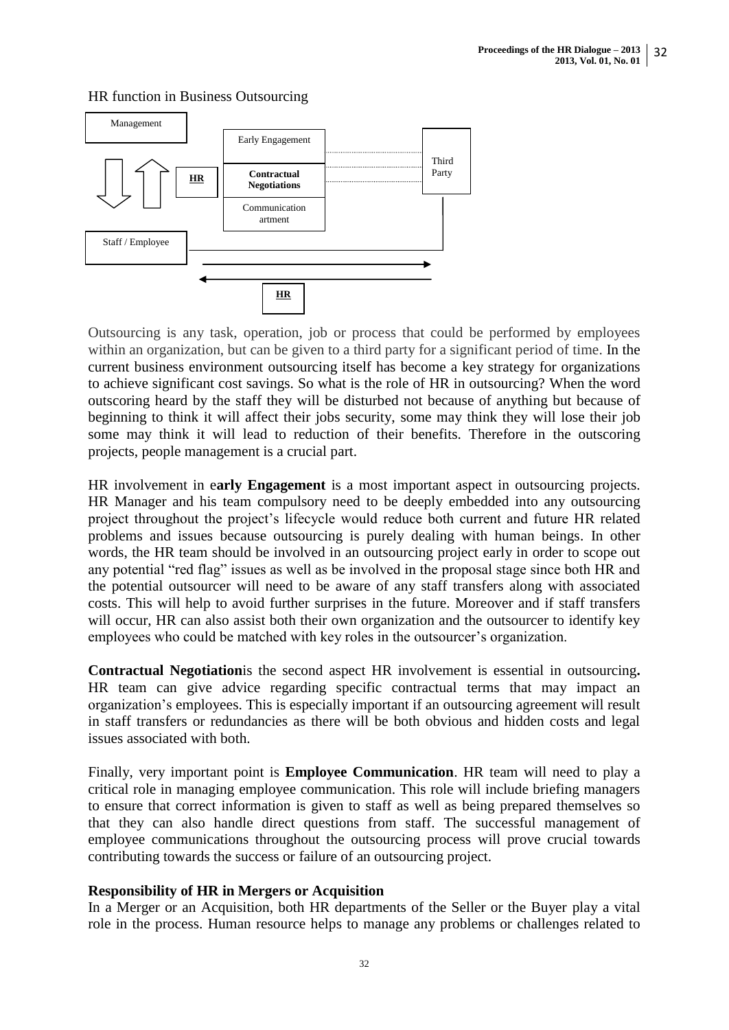HR function in Business Outsourcing

Management

Early Engagement

Third Party

HR

**Contractual Negotiations**

Communication artment

Staff / Employee

HR

Outsourcing is any task, operation, job or process that could be performed by employees within an organization, but can be given to a third party for a significant period of time. In the current business environment outsourcing itself has become a key strategy for organizations to achieve significant cost savings. So what is the role of HR in outsourcing? When the word outscoring heard by the staff they will be disturbed not because of anything but because of beginning to think it will affect their jobs security, some may think they will lose their job some may think it will lead to reduction of their benefits. Therefore in the outscoring projects, people management is a crucial part.

HR involvement in e**arly Engagement** is a most important aspect in outsourcing projects. HR Manager and his team compulsory need to be deeply embedded into any outsourcing project throughout the project's lifecycle would reduce both current and future HR related problems and issues because outsourcing is purely dealing with human beings. In other words, the HR team should be involved in an outsourcing project early in order to scope out any potential "red flag" issues as well as be involved in the proposal stage since both HR and the potential outsourcer will need to be aware of any staff transfers along with associated costs. This will help to avoid further surprises in the future. Moreover and if staff transfers will occur, HR can also assist both their own organization and the outsourcer to identify key employees who could be matched with key roles in the outsourcer's organization.

**Contractual Negotiation**is the second aspect HR involvement is essential in outsourcing**.** HR team can give advice regarding specific contractual terms that may impact an organization's employees. This is especially important if an outsourcing agreement will result in staff transfers or redundancies as there will be both obvious and hidden costs and legal issues associated with both.

Finally, very important point is **Employee Communication**. HR team will need to play a critical role in managing employee communication. This role will include briefing managers to ensure that correct information is given to staff as well as being prepared themselves so that they can also handle direct questions from staff. The successful management of employee communications throughout the outsourcing process will prove crucial towards contributing towards the success or failure of an outsourcing project.

**Responsibility of HR in Mergers or Acquisition**

In a Merger or an Acquisition, both HR departments of the Seller or the Buyer play a vital role in the process. Human resource helps to manage any problems or challenges related to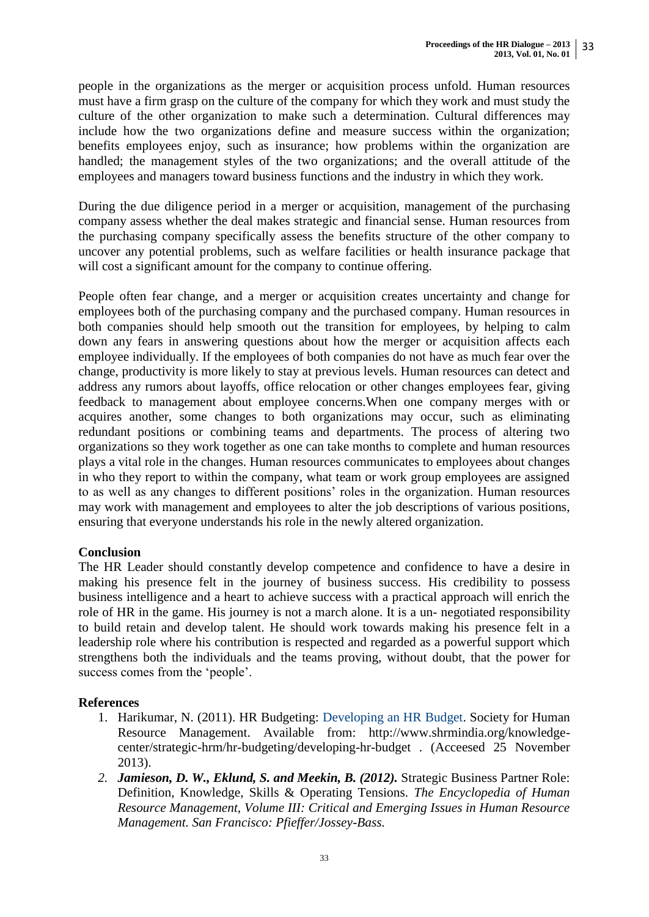people in the organizations as the merger or acquisition process unfold. Human resources must have a firm grasp on the culture of the company for which they work and must study the culture of the other organization to make such a determination. Cultural differences may include how the two organizations define and measure success within the organization; benefits employees enjoy, such as insurance; how problems within the organization are handled; the management styles of the two organizations; and the overall attitude of the employees and managers toward business functions and the industry in which they work.

During the due diligence period in a merger or acquisition, management of the purchasing company assess whether the deal makes strategic and financial sense. Human resources from the purchasing company specifically assess the benefits structure of the other company to uncover any potential problems, such as welfare facilities or health insurance package that will cost a significant amount for the company to continue offering.

People often fear change, and a merger or acquisition creates uncertainty and change for employees both of the purchasing company and the purchased company. Human resources in both companies should help smooth out the transition for employees, by helping to calm down any fears in answering questions about how the merger or acquisition affects each employee individually. If the employees of both companies do not have as much fear over the change, productivity is more likely to stay at previous levels. Human resources can detect and address any rumors about layoffs, office relocation or other changes employees fear, giving feedback to management about employee concerns.When one company merges with or acquires another, some changes to both organizations may occur, such as eliminating redundant positions or combining teams and departments. The process of altering two organizations so they work together as one can take months to complete and human resources plays a vital role in the changes. Human resources communicates to employees about changes in who they report to within the company, what team or work group employees are assigned to as well as any changes to different positions' roles in the organization. Human resources may work with management and employees to alter the job descriptions of various positions, ensuring that everyone understands his role in the newly altered organization.

**Conclusion**

The HR Leader should constantly develop competence and confidence to have a desire in making his presence felt in the journey of business success. His credibility to possess business intelligence and a heart to achieve success with a practical approach will enrich the role of HR in the game. His journey is not a march alone. It is a un- negotiated responsibility to build retain and develop talent. He should work towards making his presence felt in a leadership role where his contribution is respected and regarded as a powerful support which strengthens both the individuals and the teams proving, without doubt, that the power for success comes from the 'people'.

**References**

1. Harikumar, N. (2011). HR Budgeting: Developing an HR Budget. Society for Human Resource Management. Available from: http://www.shrmindia.org/knowledge-center/strategic-hrm/hr-budgeting/developing-hr-budget . (Acceesed 25 November 2013).
2. ***Jamieson, D. W., Eklund, S. and Meekin, B. (2012).*** Strategic Business Partner Role: Definition, Knowledge, Skills & Operating Tensions. *The Encyclopedia of Human Resource Management, Volume III: Critical and Emerging Issues in Human Resource Management. San Francisco: Pfieffer/Jossey-Bass.*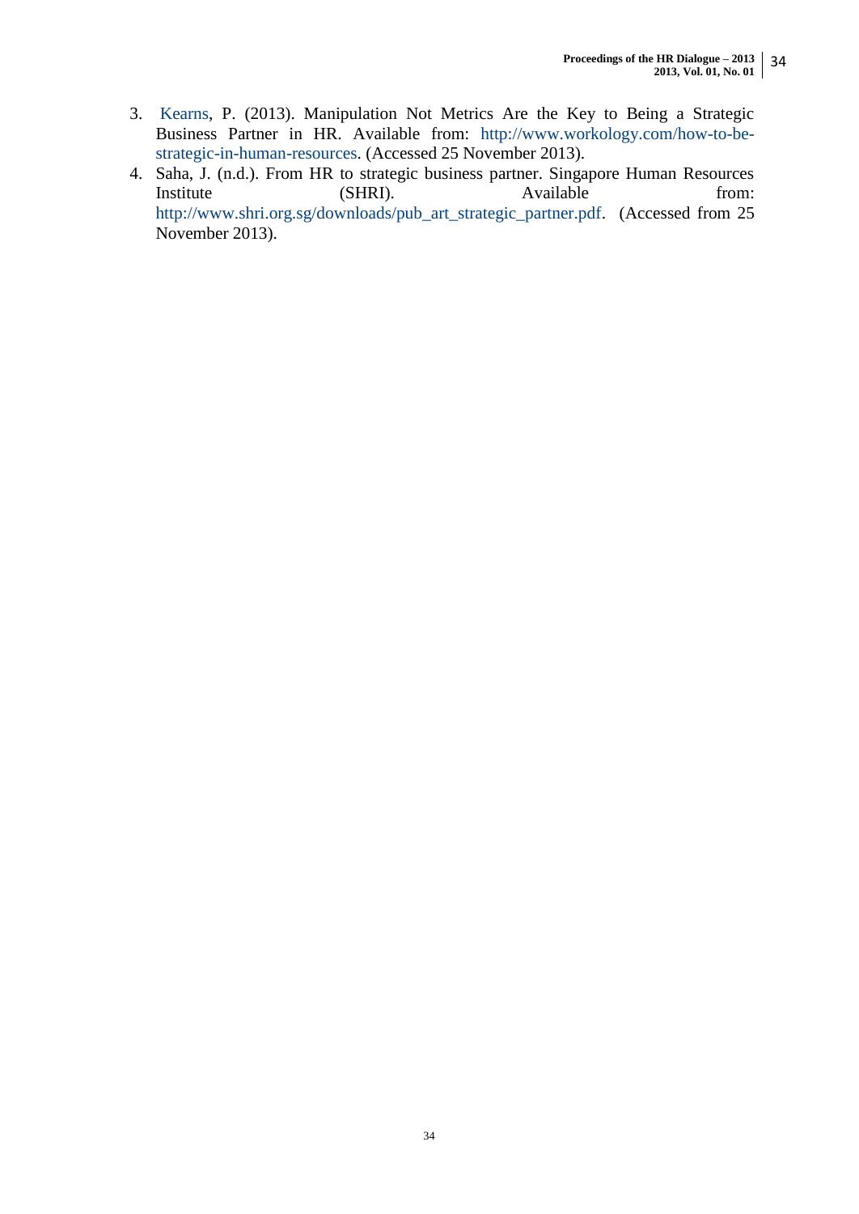3. Kearns, P. (2013). Manipulation Not Metrics Are the Key to Being a Strategic Business Partner in HR. Available from: http://www.workology.com/how-to-be-strategic-in-human-resources. (Accessed 25 November 2013).
4. Saha, J. (n.d.). From HR to strategic business partner. Singapore Human Resources Institute (SHRI). Available from: http://www.shri.org.sg/downloads/pub_art_strategic_partner.pdf. (Accessed from 25 November 2013).